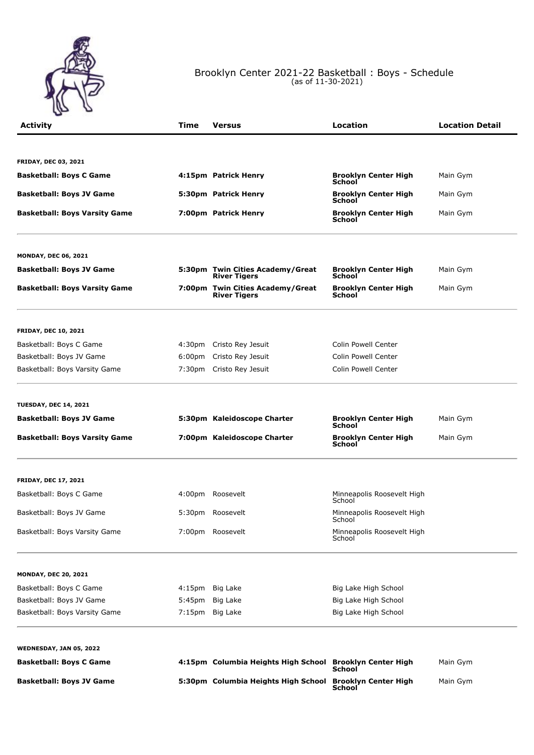# Brooklyn Center 2021-22 Basketball : Boys - Schedule
(as of 11-30-2021)

| Activity | Time | Versus | Location | Location Detail |
|---|---|---|---|---|
| **FRIDAY, DEC 03, 2021** | | | | |
| **Basketball: Boys C Game** | **4:15pm** | **Patrick Henry** | **Brooklyn Center High School** | Main Gym |
| **Basketball: Boys JV Game** | **5:30pm** | **Patrick Henry** | **Brooklyn Center High School** | Main Gym |
| **Basketball: Boys Varsity Game** | **7:00pm** | **Patrick Henry** | **Brooklyn Center High School** | Main Gym |
| **MONDAY, DEC 06, 2021** | | | | |
| **Basketball: Boys JV Game** | **5:30pm** | **Twin Cities Academy/Great River Tigers** | **Brooklyn Center High School** | Main Gym |
| **Basketball: Boys Varsity Game** | **7:00pm** | **Twin Cities Academy/Great River Tigers** | **Brooklyn Center High School** | Main Gym |
| **FRIDAY, DEC 10, 2021** | | | | |
| Basketball: Boys C Game | 4:30pm | Cristo Rey Jesuit | Colin Powell Center | |
| Basketball: Boys JV Game | 6:00pm | Cristo Rey Jesuit | Colin Powell Center | |
| Basketball: Boys Varsity Game | 7:30pm | Cristo Rey Jesuit | Colin Powell Center | |
| **TUESDAY, DEC 14, 2021** | | | | |
| **Basketball: Boys JV Game** | **5:30pm** | **Kaleidoscope Charter** | **Brooklyn Center High School** | Main Gym |
| **Basketball: Boys Varsity Game** | **7:00pm** | **Kaleidoscope Charter** | **Brooklyn Center High School** | Main Gym |
| **FRIDAY, DEC 17, 2021** | | | | |
| Basketball: Boys C Game | 4:00pm | Roosevelt | Minneapolis Roosevelt High School | |
| Basketball: Boys JV Game | 5:30pm | Roosevelt | Minneapolis Roosevelt High School | |
| Basketball: Boys Varsity Game | 7:00pm | Roosevelt | Minneapolis Roosevelt High School | |
| **MONDAY, DEC 20, 2021** | | | | |
| Basketball: Boys C Game | 4:15pm | Big Lake | Big Lake High School | |
| Basketball: Boys JV Game | 5:45pm | Big Lake | Big Lake High School | |
| Basketball: Boys Varsity Game | 7:15pm | Big Lake | Big Lake High School | |
| **WEDNESDAY, JAN 05, 2022** | | | | |
| **Basketball: Boys C Game** | **4:15pm** | **Columbia Heights High School** | **Brooklyn Center High School** | Main Gym |
| **Basketball: Boys JV Game** | **5:30pm** | **Columbia Heights High School** | **Brooklyn Center High School** | Main Gym |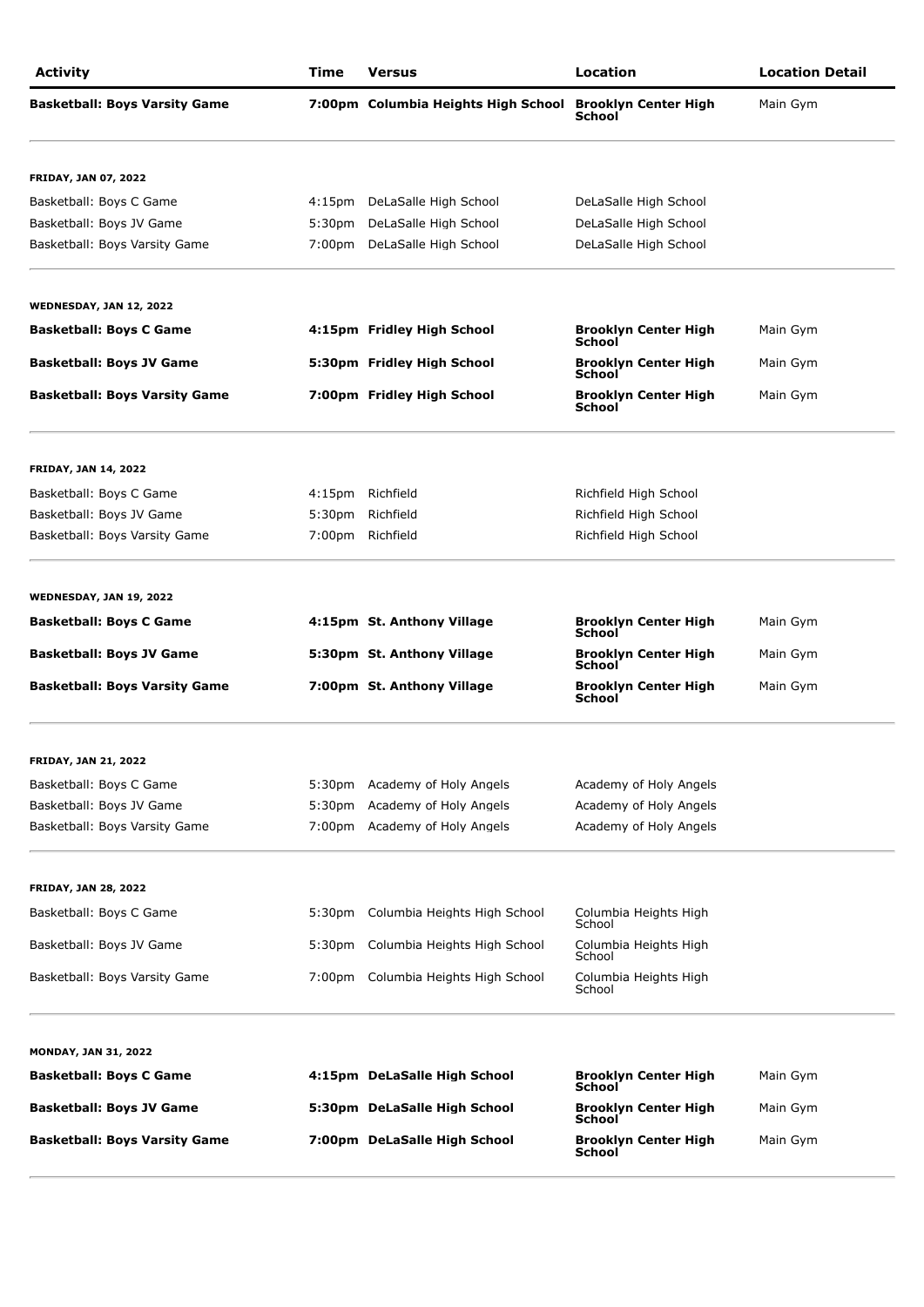| Activity | Time | Versus | Location | Location Detail |
|---|---|---|---|---|
| **Basketball: Boys Varsity Game** | **7:00pm** | **Columbia Heights High School** | **Brooklyn Center High School** | Main Gym |
| **FRIDAY, JAN 07, 2022** | | | | |
| Basketball: Boys C Game | 4:15pm | DeLaSalle High School | DeLaSalle High School | |
| Basketball: Boys JV Game | 5:30pm | DeLaSalle High School | DeLaSalle High School | |
| Basketball: Boys Varsity Game | 7:00pm | DeLaSalle High School | DeLaSalle High School | |
| **WEDNESDAY, JAN 12, 2022** | | | | |
| **Basketball: Boys C Game** | **4:15pm** | **Fridley High School** | **Brooklyn Center High School** | Main Gym |
| **Basketball: Boys JV Game** | **5:30pm** | **Fridley High School** | **Brooklyn Center High School** | Main Gym |
| **Basketball: Boys Varsity Game** | **7:00pm** | **Fridley High School** | **Brooklyn Center High School** | Main Gym |
| **FRIDAY, JAN 14, 2022** | | | | |
| Basketball: Boys C Game | 4:15pm | Richfield | Richfield High School | |
| Basketball: Boys JV Game | 5:30pm | Richfield | Richfield High School | |
| Basketball: Boys Varsity Game | 7:00pm | Richfield | Richfield High School | |
| **WEDNESDAY, JAN 19, 2022** | | | | |
| **Basketball: Boys C Game** | **4:15pm** | **St. Anthony Village** | **Brooklyn Center High School** | Main Gym |
| **Basketball: Boys JV Game** | **5:30pm** | **St. Anthony Village** | **Brooklyn Center High School** | Main Gym |
| **Basketball: Boys Varsity Game** | **7:00pm** | **St. Anthony Village** | **Brooklyn Center High School** | Main Gym |
| **FRIDAY, JAN 21, 2022** | | | | |
| Basketball: Boys C Game | 5:30pm | Academy of Holy Angels | Academy of Holy Angels | |
| Basketball: Boys JV Game | 5:30pm | Academy of Holy Angels | Academy of Holy Angels | |
| Basketball: Boys Varsity Game | 7:00pm | Academy of Holy Angels | Academy of Holy Angels | |
| **FRIDAY, JAN 28, 2022** | | | | |
| Basketball: Boys C Game | 5:30pm | Columbia Heights High School | Columbia Heights High School | |
| Basketball: Boys JV Game | 5:30pm | Columbia Heights High School | Columbia Heights High School | |
| Basketball: Boys Varsity Game | 7:00pm | Columbia Heights High School | Columbia Heights High School | |
| **MONDAY, JAN 31, 2022** | | | | |
| **Basketball: Boys C Game** | **4:15pm** | **DeLaSalle High School** | **Brooklyn Center High School** | Main Gym |
| **Basketball: Boys JV Game** | **5:30pm** | **DeLaSalle High School** | **Brooklyn Center High School** | Main Gym |
| **Basketball: Boys Varsity Game** | **7:00pm** | **DeLaSalle High School** | **Brooklyn Center High School** | Main Gym |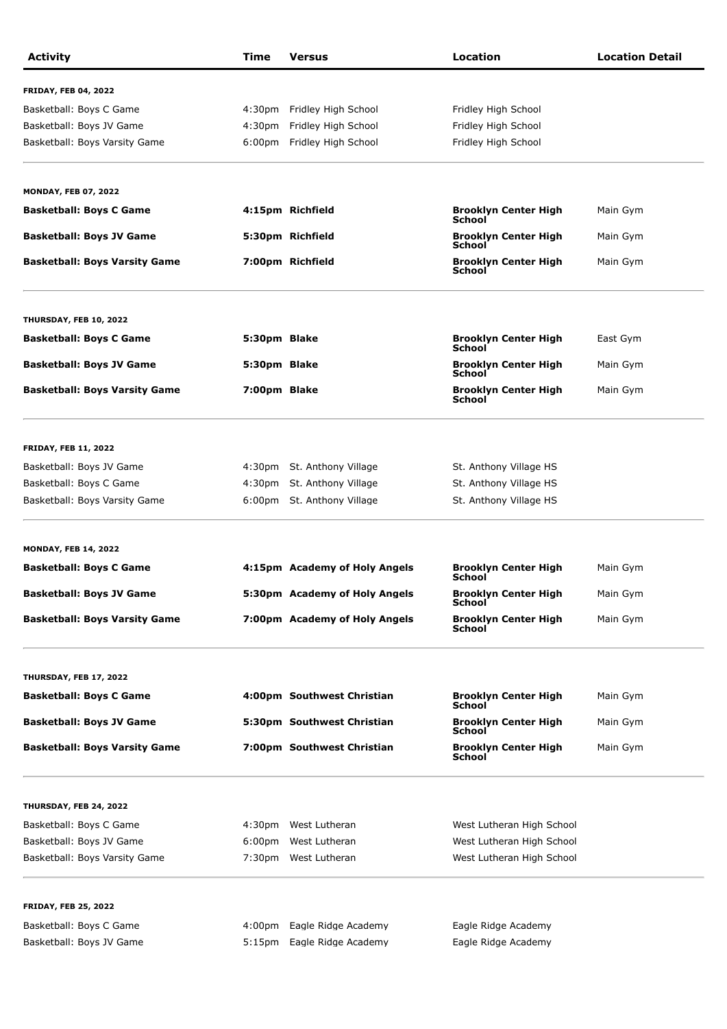| Activity | Time | Versus | Location | Location Detail |
|---|---|---|---|---|
| **FRIDAY, FEB 04, 2022** | | | | |
| Basketball: Boys C Game | 4:30pm | Fridley High School | Fridley High School | |
| Basketball: Boys JV Game | 4:30pm | Fridley High School | Fridley High School | |
| Basketball: Boys Varsity Game | 6:00pm | Fridley High School | Fridley High School | |
| **MONDAY, FEB 07, 2022** | | | | |
| **Basketball: Boys C Game** | **4:15pm** | **Richfield** | **Brooklyn Center High School** | Main Gym |
| **Basketball: Boys JV Game** | **5:30pm** | **Richfield** | **Brooklyn Center High School** | Main Gym |
| **Basketball: Boys Varsity Game** | **7:00pm** | **Richfield** | **Brooklyn Center High School** | Main Gym |
| **THURSDAY, FEB 10, 2022** | | | | |
| **Basketball: Boys C Game** | **5:30pm** | **Blake** | **Brooklyn Center High School** | East Gym |
| **Basketball: Boys JV Game** | **5:30pm** | **Blake** | **Brooklyn Center High School** | Main Gym |
| **Basketball: Boys Varsity Game** | **7:00pm** | **Blake** | **Brooklyn Center High School** | Main Gym |
| **FRIDAY, FEB 11, 2022** | | | | |
| Basketball: Boys JV Game | 4:30pm | St. Anthony Village | St. Anthony Village HS | |
| Basketball: Boys C Game | 4:30pm | St. Anthony Village | St. Anthony Village HS | |
| Basketball: Boys Varsity Game | 6:00pm | St. Anthony Village | St. Anthony Village HS | |
| **MONDAY, FEB 14, 2022** | | | | |
| **Basketball: Boys C Game** | **4:15pm** | **Academy of Holy Angels** | **Brooklyn Center High School** | Main Gym |
| **Basketball: Boys JV Game** | **5:30pm** | **Academy of Holy Angels** | **Brooklyn Center High School** | Main Gym |
| **Basketball: Boys Varsity Game** | **7:00pm** | **Academy of Holy Angels** | **Brooklyn Center High School** | Main Gym |
| **THURSDAY, FEB 17, 2022** | | | | |
| **Basketball: Boys C Game** | **4:00pm** | **Southwest Christian** | **Brooklyn Center High School** | Main Gym |
| **Basketball: Boys JV Game** | **5:30pm** | **Southwest Christian** | **Brooklyn Center High School** | Main Gym |
| **Basketball: Boys Varsity Game** | **7:00pm** | **Southwest Christian** | **Brooklyn Center High School** | Main Gym |
| **THURSDAY, FEB 24, 2022** | | | | |
| Basketball: Boys C Game | 4:30pm | West Lutheran | West Lutheran High School | |
| Basketball: Boys JV Game | 6:00pm | West Lutheran | West Lutheran High School | |
| Basketball: Boys Varsity Game | 7:30pm | West Lutheran | West Lutheran High School | |
| **FRIDAY, FEB 25, 2022** | | | | |
| Basketball: Boys C Game | 4:00pm | Eagle Ridge Academy | Eagle Ridge Academy | |
| Basketball: Boys JV Game | 5:15pm | Eagle Ridge Academy | Eagle Ridge Academy | |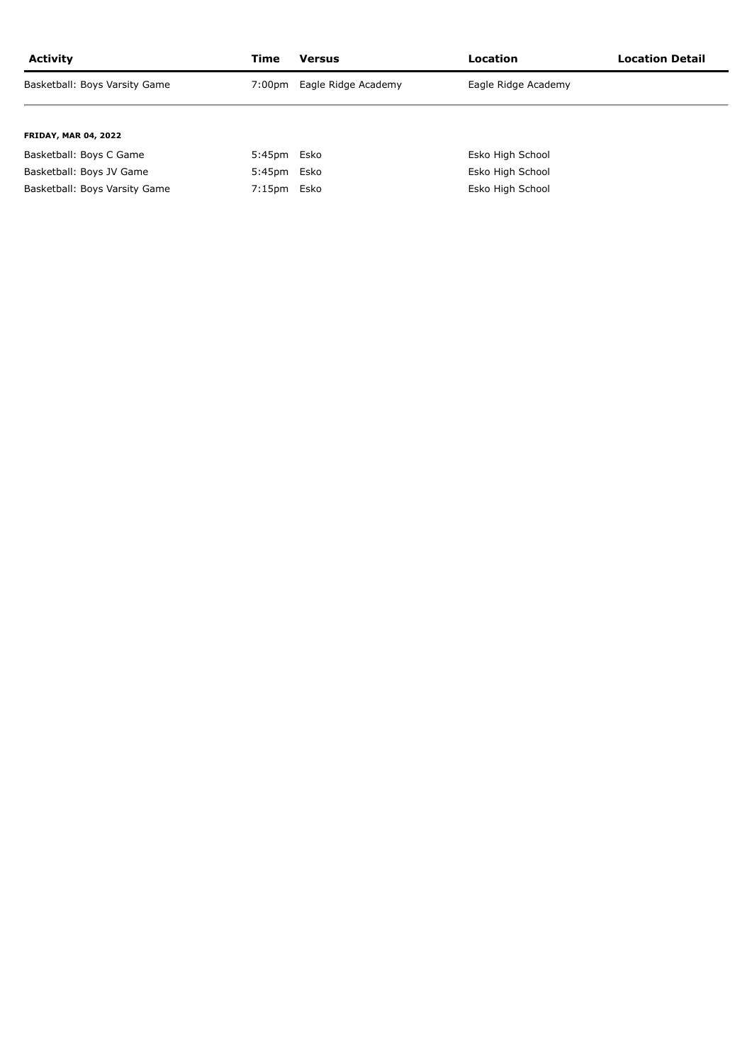| Activity | Time | Versus | Location | Location Detail |
| --- | --- | --- | --- | --- |
| Basketball: Boys Varsity Game | 7:00pm | Eagle Ridge Academy | Eagle Ridge Academy | |
| **FRIDAY, MAR 04, 2022** | | | | |
| Basketball: Boys C Game | 5:45pm | Esko | Esko High School | |
| Basketball: Boys JV Game | 5:45pm | Esko | Esko High School | |
| Basketball: Boys Varsity Game | 7:15pm | Esko | Esko High School | |